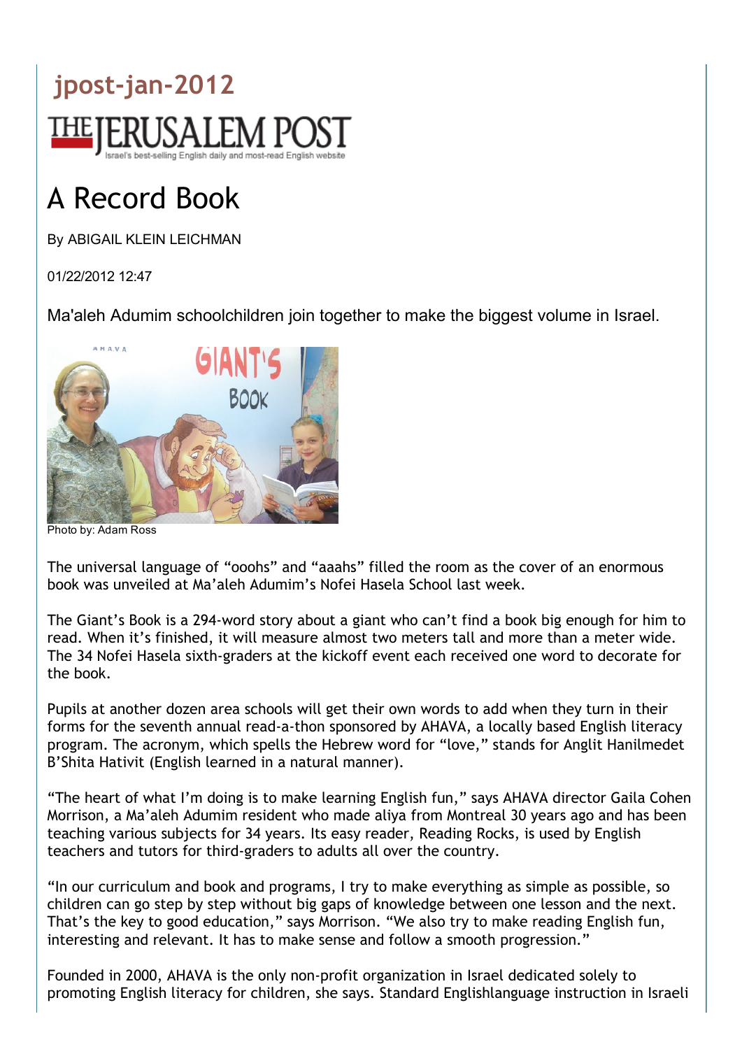# jpost-jan-2012

THE JERUSALEM POST

Israel's best-selling English daily and most-read English website

# A Record Book

By ABIGAIL KLEIN LEICHMAN

01/22/2012 12:47

Ma'aleh Adumim schoolchildren join together to make the biggest volume in Israel.

Photo by: Adam Ross

The universal language of "ooohs" and "aaahs" filled the room as the cover of an enormous book was unveiled at Ma'aleh Adumim's Nofei Hasela School last week.

The Giant's Book is a 294-word story about a giant who can't find a book big enough for him to read. When it's finished, it will measure almost two meters tall and more than a meter wide. The 34 Nofei Hasela sixth-graders at the kickoff event each received one word to decorate for the book.

Pupils at another dozen area schools will get their own words to add when they turn in their forms for the seventh annual read-a-thon sponsored by AHAVA, a locally based English literacy program. The acronym, which spells the Hebrew word for "love," stands for Anglit Hanilmedet B'Shita Hativit (English learned in a natural manner).

"The heart of what I'm doing is to make learning English fun," says AHAVA director Gaila Cohen Morrison, a Ma'aleh Adumim resident who made aliya from Montreal 30 years ago and has been teaching various subjects for 34 years. Its easy reader, Reading Rocks, is used by English teachers and tutors for third-graders to adults all over the country.

"In our curriculum and book and programs, I try to make everything as simple as possible, so children can go step by step without big gaps of knowledge between one lesson and the next. That's the key to good education," says Morrison. "We also try to make reading English fun, interesting and relevant. It has to make sense and follow a smooth progression."

Founded in 2000, AHAVA is the only non-profit organization in Israel dedicated solely to promoting English literacy for children, she says. Standard Englishlanguage instruction in Israeli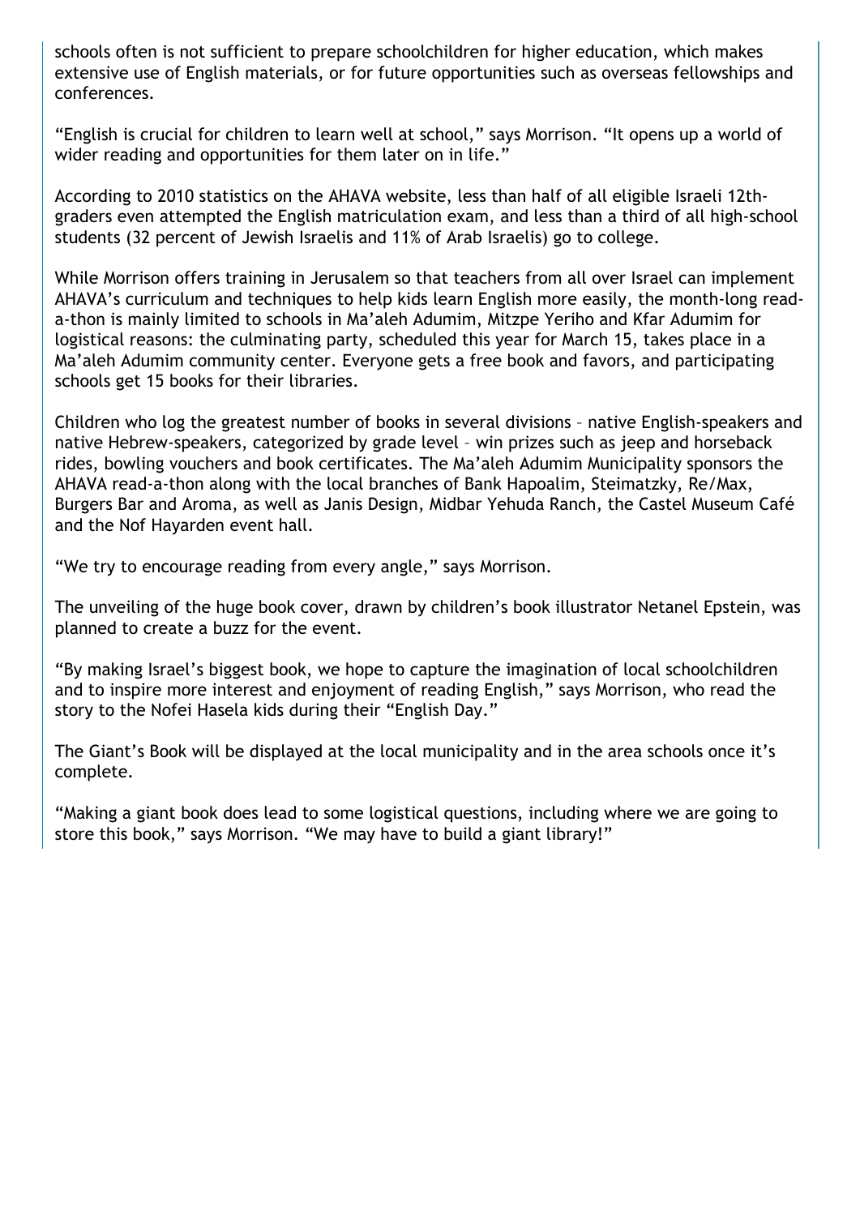schools often is not sufficient to prepare schoolchildren for higher education, which makes extensive use of English materials, or for future opportunities such as overseas fellowships and conferences.

“English is crucial for children to learn well at school,” says Morrison. “It opens up a world of wider reading and opportunities for them later on in life.”

According to 2010 statistics on the AHAVA website, less than half of all eligible Israeli 12th-graders even attempted the English matriculation exam, and less than a third of all high-school students (32 percent of Jewish Israelis and 11% of Arab Israelis) go to college.

While Morrison offers training in Jerusalem so that teachers from all over Israel can implement AHAVA’s curriculum and techniques to help kids learn English more easily, the month-long read-a-thon is mainly limited to schools in Ma’aleh Adumim, Mitzpe Yeriho and Kfar Adumim for logistical reasons: the culminating party, scheduled this year for March 15, takes place in a Ma’aleh Adumim community center. Everyone gets a free book and favors, and participating schools get 15 books for their libraries.

Children who log the greatest number of books in several divisions – native English-speakers and native Hebrew-speakers, categorized by grade level – win prizes such as jeep and horseback rides, bowling vouchers and book certificates. The Ma’aleh Adumim Municipality sponsors the AHAVA read-a-thon along with the local branches of Bank Hapoalim, Steimatzky, Re/Max, Burgers Bar and Aroma, as well as Janis Design, Midbar Yehuda Ranch, the Castel Museum Café and the Nof Hayarden event hall.

“We try to encourage reading from every angle,” says Morrison.

The unveiling of the huge book cover, drawn by children’s book illustrator Netanel Epstein, was planned to create a buzz for the event.

“By making Israel’s biggest book, we hope to capture the imagination of local schoolchildren and to inspire more interest and enjoyment of reading English,” says Morrison, who read the story to the Nofei Hasela kids during their “English Day.”

The Giant’s Book will be displayed at the local municipality and in the area schools once it’s complete.

“Making a giant book does lead to some logistical questions, including where we are going to store this book,” says Morrison. “We may have to build a giant library!”